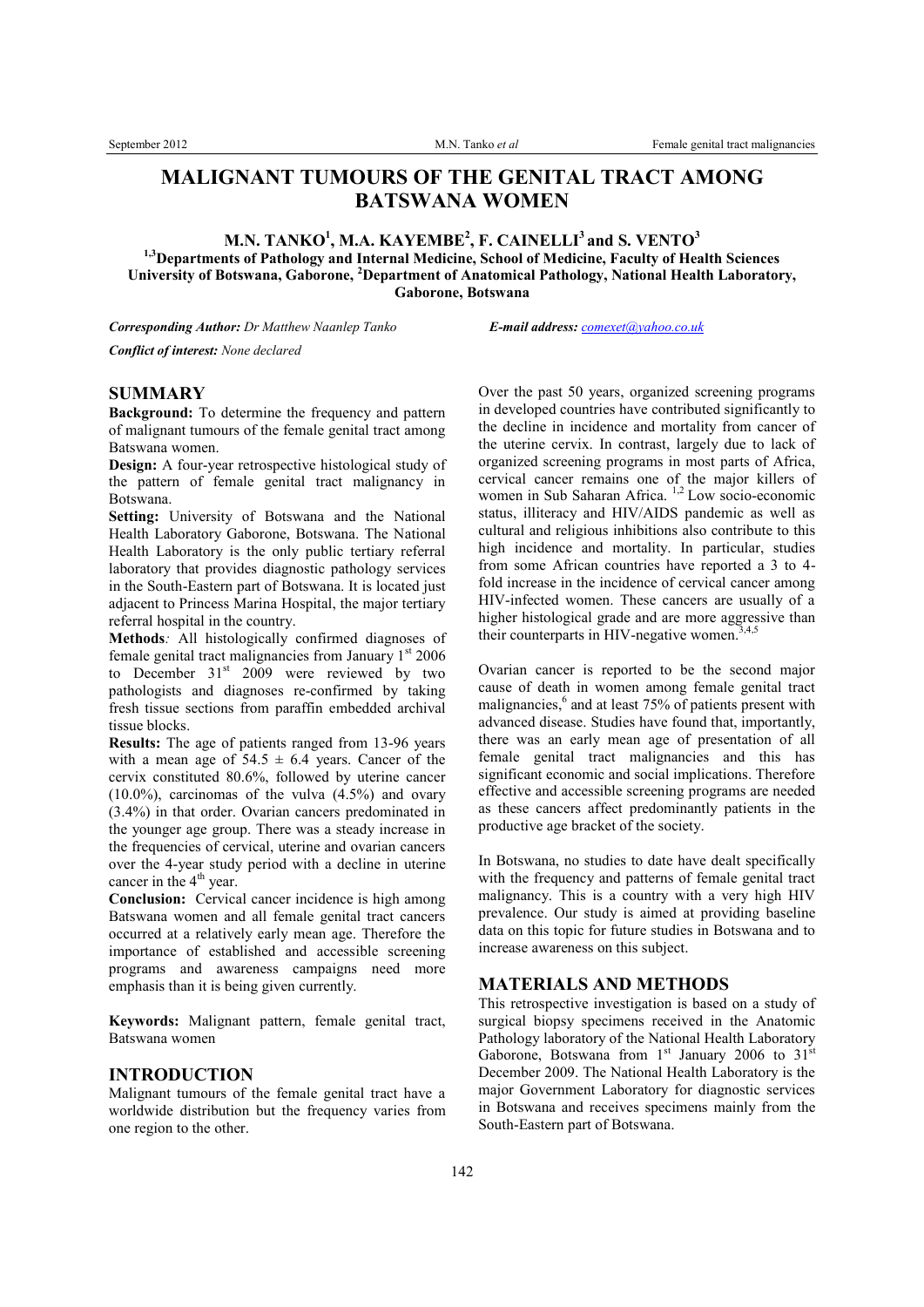# MALIGNANT TUMOURS OF THE GENITAL TRACT AMONG BATSWANA WOMEN

**M.N. TANKO[1], M.A. KAYEMBE[2], F. CAINELLI[3] and S. VENTO[3]**

**[1,3]Departments of Pathology and Internal Medicine, School of Medicine, Faculty of Health Sciences University of Botswana, Gaborone, [2]Department of Anatomical Pathology, National Health Laboratory, Gaborone, Botswana**

***Corresponding Author:*** *Dr Matthew Naanlep Tanko* ***E-mail address:*** *comexet@yahoo.co.uk*

***Conflict of interest:*** *None declared*

## SUMMARY

**Background:** To determine the frequency and pattern of malignant tumours of the female genital tract among Batswana women.

**Design:** A four-year retrospective histological study of the pattern of female genital tract malignancy in Botswana.

**Setting:** University of Botswana and the National Health Laboratory Gaborone, Botswana. The National Health Laboratory is the only public tertiary referral laboratory that provides diagnostic pathology services in the South-Eastern part of Botswana. It is located just adjacent to Princess Marina Hospital, the major tertiary referral hospital in the country.

**Methods***:* All histologically confirmed diagnoses of female genital tract malignancies from January 1st 2006 to December 31st 2009 were reviewed by two pathologists and diagnoses re-confirmed by taking fresh tissue sections from paraffin embedded archival tissue blocks.

**Results:** The age of patients ranged from 13-96 years with a mean age of $54.5 \pm 6.4$ years. Cancer of the cervix constituted 80.6%, followed by uterine cancer (10.0%), carcinomas of the vulva (4.5%) and ovary (3.4%) in that order. Ovarian cancers predominated in the younger age group. There was a steady increase in the frequencies of cervical, uterine and ovarian cancers over the 4-year study period with a decline in uterine cancer in the 4th year.

**Conclusion:** Cervical cancer incidence is high among Batswana women and all female genital tract cancers occurred at a relatively early mean age. Therefore the importance of established and accessible screening programs and awareness campaigns need more emphasis than it is being given currently.

**Keywords:** Malignant pattern, female genital tract, Batswana women

## INTRODUCTION

Malignant tumours of the female genital tract have a worldwide distribution but the frequency varies from one region to the other.

Over the past 50 years, organized screening programs in developed countries have contributed significantly to the decline in incidence and mortality from cancer of the uterine cervix. In contrast, largely due to lack of organized screening programs in most parts of Africa, cervical cancer remains one of the major killers of women in Sub Saharan Africa.[1,2] Low socio-economic status, illiteracy and HIV/AIDS pandemic as well as cultural and religious inhibitions also contribute to this high incidence and mortality. In particular, studies from some African countries have reported a 3 to 4-fold increase in the incidence of cervical cancer among HIV-infected women. These cancers are usually of a higher histological grade and are more aggressive than their counterparts in HIV-negative women.[3,4,5]

Ovarian cancer is reported to be the second major cause of death in women among female genital tract malignancies,[6] and at least 75% of patients present with advanced disease. Studies have found that, importantly, there was an early mean age of presentation of all female genital tract malignancies and this has significant economic and social implications. Therefore effective and accessible screening programs are needed as these cancers affect predominantly patients in the productive age bracket of the society.

In Botswana, no studies to date have dealt specifically with the frequency and patterns of female genital tract malignancy. This is a country with a very high HIV prevalence. Our study is aimed at providing baseline data on this topic for future studies in Botswana and to increase awareness on this subject.

## MATERIALS AND METHODS

This retrospective investigation is based on a study of surgical biopsy specimens received in the Anatomic Pathology laboratory of the National Health Laboratory Gaborone, Botswana from 1st January 2006 to 31st December 2009. The National Health Laboratory is the major Government Laboratory for diagnostic services in Botswana and receives specimens mainly from the South-Eastern part of Botswana.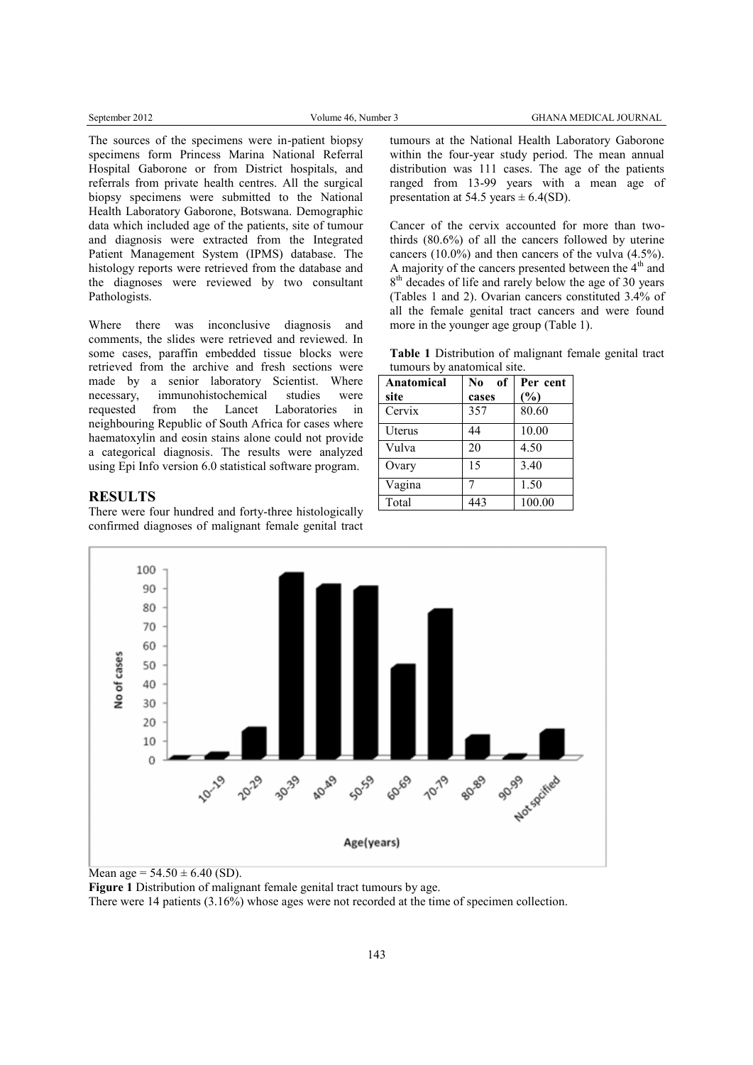The sources of the specimens were in-patient biopsy specimens form Princess Marina National Referral Hospital Gaborone or from District hospitals, and referrals from private health centres. All the surgical biopsy specimens were submitted to the National Health Laboratory Gaborone, Botswana. Demographic data which included age of the patients, site of tumour and diagnosis were extracted from the Integrated Patient Management System (IPMS) database. The histology reports were retrieved from the database and the diagnoses were reviewed by two consultant Pathologists.

Where there was inconclusive diagnosis and comments, the slides were retrieved and reviewed. In some cases, paraffin embedded tissue blocks were retrieved from the archive and fresh sections were made by a senior laboratory Scientist. Where necessary, immunohistochemical studies were requested from the Lancet Laboratories in neighbouring Republic of South Africa for cases where haematoxylin and eosin stains alone could not provide a categorical diagnosis. The results were analyzed using Epi Info version 6.0 statistical software program.

## RESULTS

There were four hundred and forty-three histologically confirmed diagnoses of malignant female genital tract tumours at the National Health Laboratory Gaborone within the four-year study period. The mean annual distribution was 111 cases. The age of the patients ranged from 13-99 years with a mean age of presentation at 54.5 years ± 6.4(SD).

Cancer of the cervix accounted for more than two-thirds (80.6%) of all the cancers followed by uterine cancers (10.0%) and then cancers of the vulva (4.5%). A majority of the cancers presented between the 4th and 8th decades of life and rarely below the age of 30 years (Tables 1 and 2). Ovarian cancers constituted 3.4% of all the female genital tract cancers and were found more in the younger age group (Table 1).

**Table 1** Distribution of malignant female genital tract tumours by anatomical site.

| Anatomical site | No of cases | Per cent (%) |
|---|---|---|
| Cervix | 357 | 80.60 |
| Uterus | 44 | 10.00 |
| Vulva | 20 | 4.50 |
| Ovary | 15 | 3.40 |
| Vagina | 7 | 1.50 |
| Total | 443 | 100.00 |

Mean age = 54.50 ± 6.40 (SD).

**Figure 1** Distribution of malignant female genital tract tumours by age.

There were 14 patients (3.16%) whose ages were not recorded at the time of specimen collection.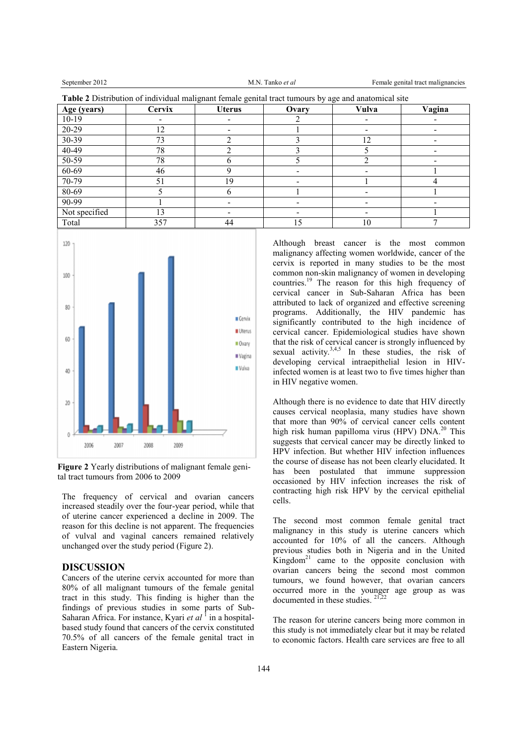**Table 2** Distribution of individual malignant female genital tract tumours by age and anatomical site

| Age (years) | Cervix | Uterus | Ovary | Vulva | Vagina |
|---|---|---|---|---|---|
| 10-19 | - | - | 2 | - | - |
| 20-29 | 12 | - | 1 | - | - |
| 30-39 | 73 | 2 | 3 | 12 | - |
| 40-49 | 78 | 2 | 3 | 5 | - |
| 50-59 | 78 | 6 | 5 | 2 | - |
| 60-69 | 46 | 9 | - | - | 1 |
| 70-79 | 51 | 19 | - | 1 | 4 |
| 80-69 | 5 | 6 | 1 | - | 1 |
| 90-99 | 1 | - | - | - | - |
| Not specified | 13 | - | - | - | 1 |
| Total | 357 | 44 | 15 | 10 | 7 |

**Figure 2** Yearly distributions of malignant female genital tract tumours from 2006 to 2009

The frequency of cervical and ovarian cancers increased steadily over the four-year period, while that of uterine cancer experienced a decline in 2009. The reason for this decline is not apparent. The frequencies of vulval and vaginal cancers remained relatively unchanged over the study period (Figure 2).

## DISCUSSION

Cancers of the uterine cervix accounted for more than 80% of all malignant tumours of the female genital tract in this study. This finding is higher than the findings of previous studies in some parts of Sub-Saharan Africa. For instance, Kyari *et al* [1] in a hospital-based study found that cancers of the cervix constituted 70.5% of all cancers of the female genital tract in Eastern Nigeria.

Although breast cancer is the most common malignancy affecting women worldwide, cancer of the cervix is reported in many studies to be the most common non-skin malignancy of women in developing countries.[19] The reason for this high frequency of cervical cancer in Sub-Saharan Africa has been attributed to lack of organized and effective screening programs. Additionally, the HIV pandemic has significantly contributed to the high incidence of cervical cancer. Epidemiological studies have shown that the risk of cervical cancer is strongly influenced by sexual activity.[3,4,5] In these studies, the risk of developing cervical intraepithelial lesion in HIV-infected women is at least two to five times higher than in HIV negative women.

Although there is no evidence to date that HIV directly causes cervical neoplasia, many studies have shown that more than 90% of cervical cancer cells content high risk human papilloma virus (HPV) DNA.[20] This suggests that cervical cancer may be directly linked to HPV infection. But whether HIV infection influences the course of disease has not been clearly elucidated. It has been postulated that immune suppression occasioned by HIV infection increases the risk of contracting high risk HPV by the cervical epithelial cells.

The second most common female genital tract malignancy in this study is uterine cancers which accounted for 10% of all the cancers. Although previous studies both in Nigeria and in the United Kingdom[21] came to the opposite conclusion with ovarian cancers being the second most common tumours, we found however, that ovarian cancers occurred more in the younger age group as was documented in these studies. [21,22]

The reason for uterine cancers being more common in this study is not immediately clear but it may be related to economic factors. Health care services are free to all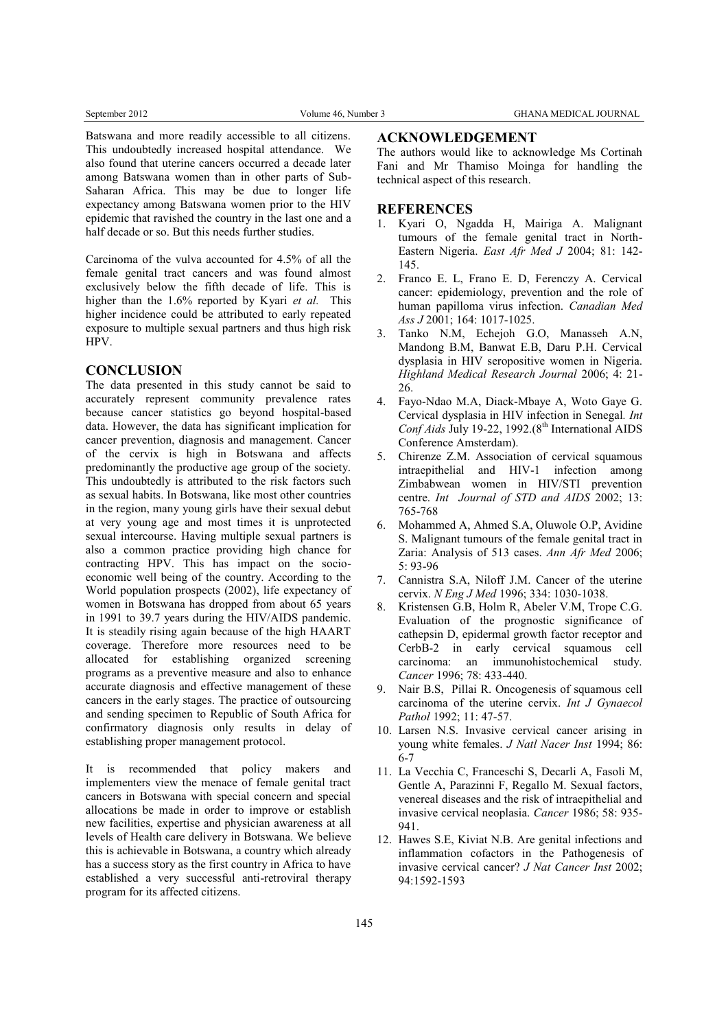Batswana and more readily accessible to all citizens. This undoubtedly increased hospital attendance. We also found that uterine cancers occurred a decade later among Batswana women than in other parts of Sub-Saharan Africa. This may be due to longer life expectancy among Batswana women prior to the HIV epidemic that ravished the country in the last one and a half decade or so. But this needs further studies.

Carcinoma of the vulva accounted for 4.5% of all the female genital tract cancers and was found almost exclusively below the fifth decade of life. This is higher than the 1.6% reported by Kyari *et al.* This higher incidence could be attributed to early repeated exposure to multiple sexual partners and thus high risk HPV.

## CONCLUSION

The data presented in this study cannot be said to accurately represent community prevalence rates because cancer statistics go beyond hospital-based data. However, the data has significant implication for cancer prevention, diagnosis and management. Cancer of the cervix is high in Botswana and affects predominantly the productive age group of the society. This undoubtedly is attributed to the risk factors such as sexual habits. In Botswana, like most other countries in the region, many young girls have their sexual debut at very young age and most times it is unprotected sexual intercourse. Having multiple sexual partners is also a common practice providing high chance for contracting HPV. This has impact on the socio-economic well being of the country. According to the World population prospects (2002), life expectancy of women in Botswana has dropped from about 65 years in 1991 to 39.7 years during the HIV/AIDS pandemic. It is steadily rising again because of the high HAART coverage. Therefore more resources need to be allocated for establishing organized screening programs as a preventive measure and also to enhance accurate diagnosis and effective management of these cancers in the early stages. The practice of outsourcing and sending specimen to Republic of South Africa for confirmatory diagnosis only results in delay of establishing proper management protocol.

It is recommended that policy makers and implementers view the menace of female genital tract cancers in Botswana with special concern and special allocations be made in order to improve or establish new facilities, expertise and physician awareness at all levels of Health care delivery in Botswana. We believe this is achievable in Botswana, a country which already has a success story as the first country in Africa to have established a very successful anti-retroviral therapy program for its affected citizens.

## ACKNOWLEDGEMENT

The authors would like to acknowledge Ms Cortinah Fani and Mr Thamiso Moinga for handling the technical aspect of this research.

## REFERENCES

1. Kyari O, Ngadda H, Mairiga A. Malignant tumours of the female genital tract in North-Eastern Nigeria. *East Afr Med J* 2004; 81: 142-145.
2. Franco E. L, Frano E. D, Ferenczy A. Cervical cancer: epidemiology, prevention and the role of human papilloma virus infection. *Canadian Med Ass J* 2001; 164: 1017-1025.
3. Tanko N.M, Echejoh G.O, Manasseh A.N, Mandong B.M, Banwat E.B, Daru P.H. Cervical dysplasia in HIV seropositive women in Nigeria. *Highland Medical Research Journal* 2006; 4: 21-26.
4. Fayo-Ndao M.A, Diack-Mbaye A, Woto Gaye G. Cervical dysplasia in HIV infection in Senegal. *Int Conf Aids* July 19-22, 1992.(8th International AIDS Conference Amsterdam).
5. Chirenze Z.M. Association of cervical squamous intraepithelial and HIV-1 infection among Zimbabwean women in HIV/STI prevention centre. *Int Journal of STD and AIDS* 2002; 13: 765-768
6. Mohammed A, Ahmed S.A, Oluwole O.P, Avidine S. Malignant tumours of the female genital tract in Zaria: Analysis of 513 cases. *Ann Afr Med* 2006; 5: 93-96
7. Cannistra S.A, Niloff J.M. Cancer of the uterine cervix. *N Eng J Med* 1996; 334: 1030-1038.
8. Kristensen G.B, Holm R, Abeler V.M, Trope C.G. Evaluation of the prognostic significance of cathepsin D, epidermal growth factor receptor and CerbB-2 in early cervical squamous cell carcinoma: an immunohistochemical study. *Cancer* 1996; 78: 433-440.
9. Nair B.S, Pillai R. Oncogenesis of squamous cell carcinoma of the uterine cervix. *Int J Gynaecol Pathol* 1992; 11: 47-57.
10. Larsen N.S. Invasive cervical cancer arising in young white females. *J Natl Nacer Inst* 1994; 86: 6-7
11. La Vecchia C, Franceschi S, Decarli A, Fasoli M, Gentle A, Parazinni F, Regallo M. Sexual factors, venereal diseases and the risk of intraepithelial and invasive cervical neoplasia. *Cancer* 1986; 58: 935-941.
12. Hawes S.E, Kiviat N.B. Are genital infections and inflammation cofactors in the Pathogenesis of invasive cervical cancer? *J Nat Cancer Inst* 2002; 94:1592-1593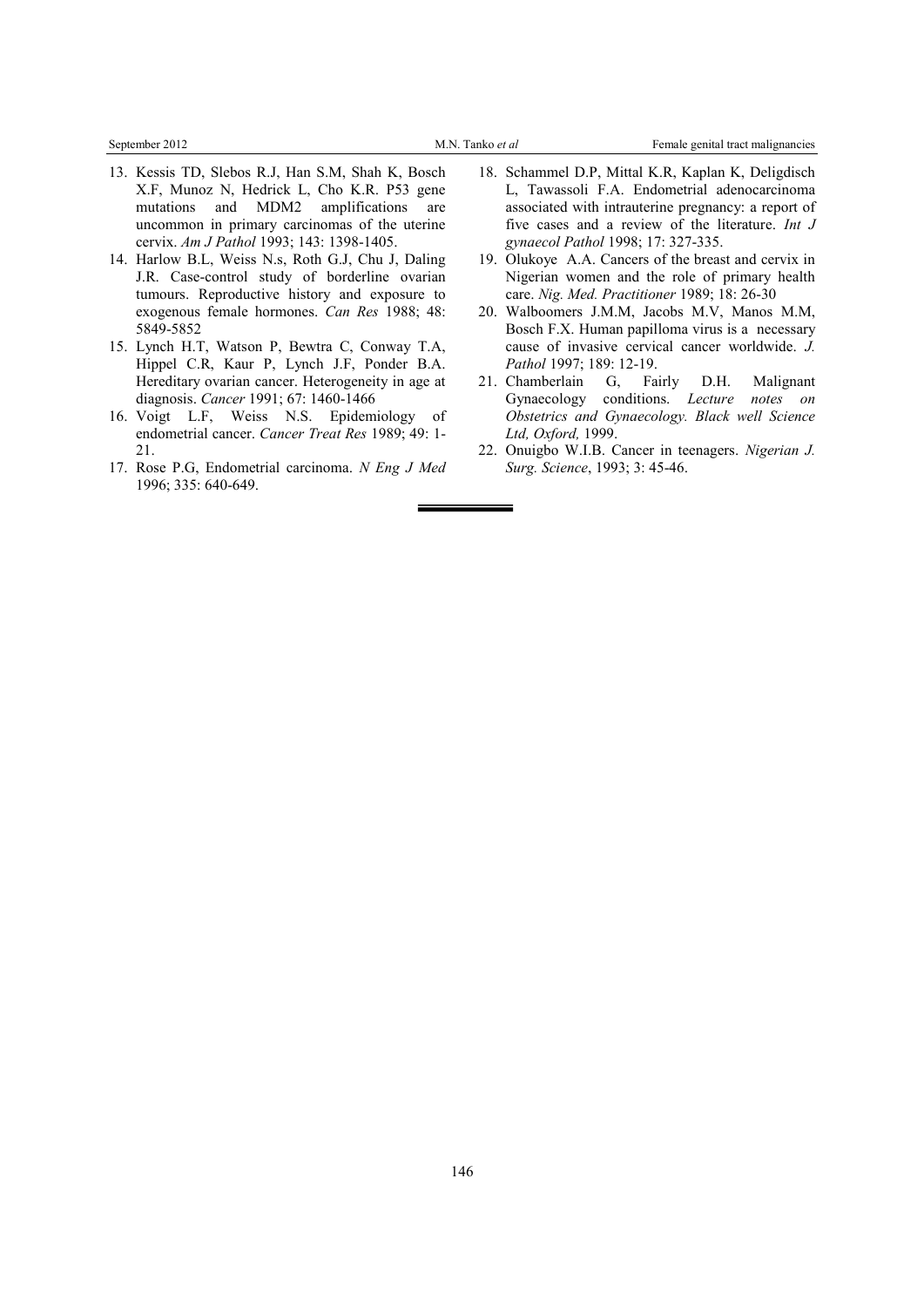13. Kessis TD, Slebos R.J, Han S.M, Shah K, Bosch X.F, Munoz N, Hedrick L, Cho K.R. P53 gene mutations and MDM2 amplifications are uncommon in primary carcinomas of the uterine cervix. *Am J Pathol* 1993; 143: 1398-1405.
14. Harlow B.L, Weiss N.s, Roth G.J, Chu J, Daling J.R. Case-control study of borderline ovarian tumours. Reproductive history and exposure to exogenous female hormones. *Can Res* 1988; 48: 5849-5852
15. Lynch H.T, Watson P, Bewtra C, Conway T.A, Hippel C.R, Kaur P, Lynch J.F, Ponder B.A. Hereditary ovarian cancer. Heterogeneity in age at diagnosis. *Cancer* 1991; 67: 1460-1466
16. Voigt L.F, Weiss N.S. Epidemiology of endometrial cancer. *Cancer Treat Res* 1989; 49: 1-21.
17. Rose P.G, Endometrial carcinoma. *N Eng J Med* 1996; 335: 640-649.
18. Schammel D.P, Mittal K.R, Kaplan K, Deligdisch L, Tawassoli F.A. Endometrial adenocarcinoma associated with intrauterine pregnancy: a report of five cases and a review of the literature. *Int J gynaecol Pathol* 1998; 17: 327-335.
19. Olukoye A.A. Cancers of the breast and cervix in Nigerian women and the role of primary health care. *Nig. Med. Practitioner* 1989; 18: 26-30
20. Walboomers J.M.M, Jacobs M.V, Manos M.M, Bosch F.X. Human papilloma virus is a necessary cause of invasive cervical cancer worldwide. *J. Pathol* 1997; 189: 12-19.
21. Chamberlain G, Fairly D.H. Malignant Gynaecology conditions. *Lecture notes on Obstetrics and Gynaecology. Black well Science Ltd, Oxford,* 1999.
22. Onuigbo W.I.B. Cancer in teenagers. *Nigerian J. Surg. Science*, 1993; 3: 45-46.